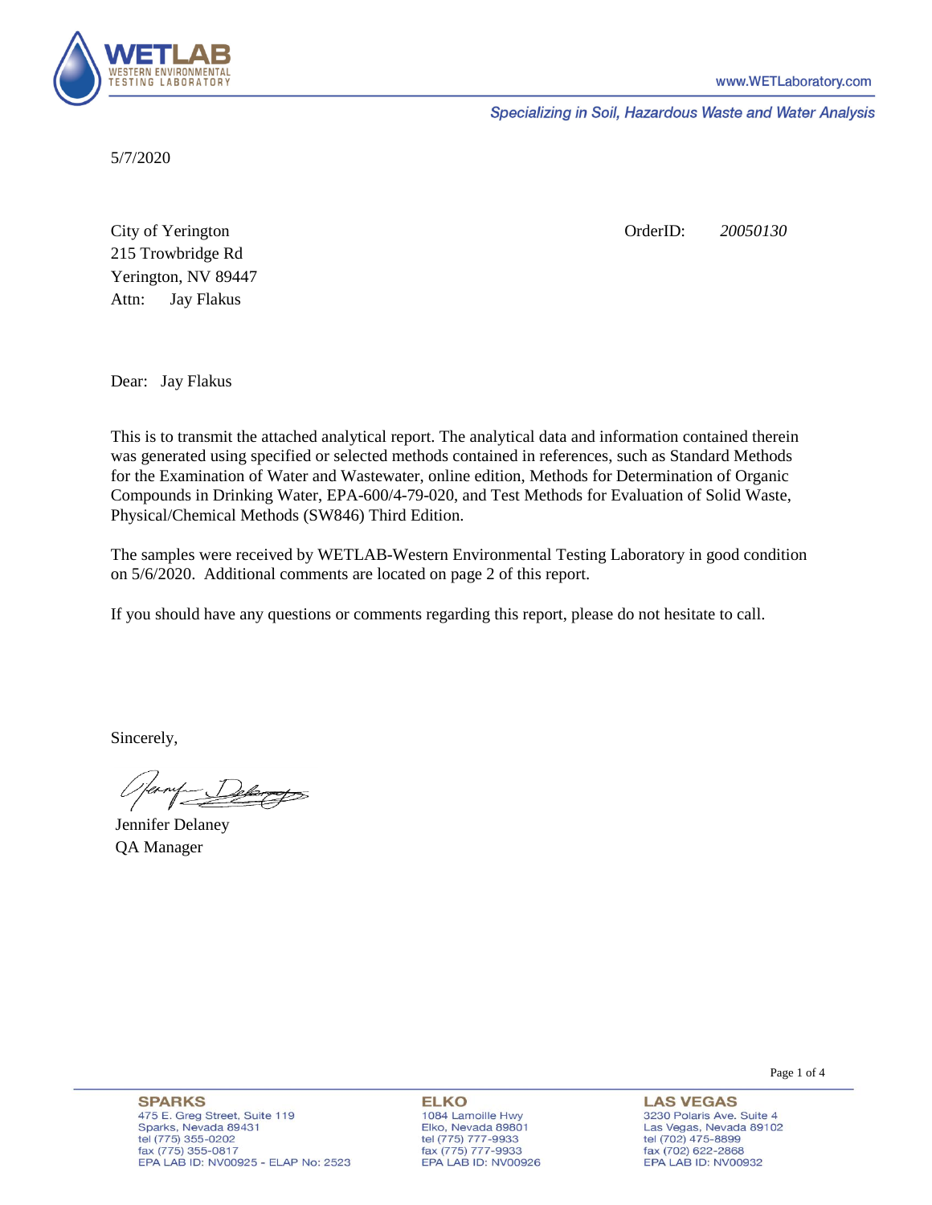5/7/2020

City of Yerington
215 Trowbridge Rd
Yerington, NV 89447
Attn: Jay Flakus

OrderID: *20050130*

Dear: Jay Flakus

This is to transmit the attached analytical report. The analytical data and information contained therein was generated using specified or selected methods contained in references, such as Standard Methods for the Examination of Water and Wastewater, online edition, Methods for Determination of Organic Compounds in Drinking Water, EPA-600/4-79-020, and Test Methods for Evaluation of Solid Waste, Physical/Chemical Methods (SW846) Third Edition.

The samples were received by WETLAB-Western Environmental Testing Laboratory in good condition on 5/6/2020. Additional comments are located on page 2 of this report.

If you should have any questions or comments regarding this report, please do not hesitate to call.

Sincerely,

Jennifer Delaney
QA Manager

**SPARKS**
475 E. Greg Street, Suite 119
Sparks, Nevada 89431
tel (775) 355-0202
fax (775) 355-0817
EPA LAB ID: NV00925 - ELAP No: 2523

**ELKO**
1084 Lamoille Hwy
Elko, Nevada 89801
tel (775) 777-9933
fax (775) 777-9933
EPA LAB ID: NV00926

**LAS VEGAS**
3230 Polaris Ave. Suite 4
Las Vegas, Nevada 89102
tel (702) 475-8899
fax (702) 622-2868
EPA LAB ID: NV00932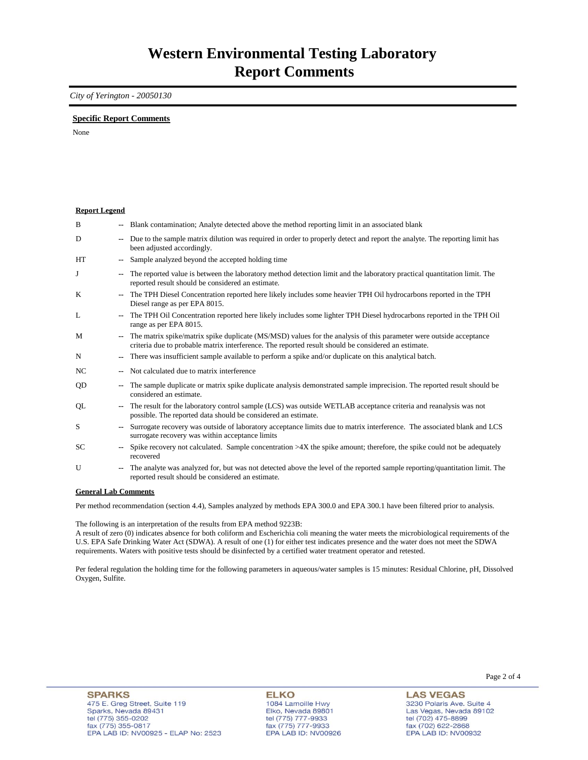# Western Environmental Testing Laboratory
# Report Comments

*City of Yerington - 20050130*

**Specific Report Comments**

None

**Report Legend**

| | | |
|---|---|---|
| B | -- | Blank contamination; Analyte detected above the method reporting limit in an associated blank |
| D | -- | Due to the sample matrix dilution was required in order to properly detect and report the analyte. The reporting limit has been adjusted accordingly. |
| HT | -- | Sample analyzed beyond the accepted holding time |
| J | -- | The reported value is between the laboratory method detection limit and the laboratory practical quantitation limit. The reported result should be considered an estimate. |
| K | -- | The TPH Diesel Concentration reported here likely includes some heavier TPH Oil hydrocarbons reported in the TPH Diesel range as per EPA 8015. |
| L | -- | The TPH Oil Concentration reported here likely includes some lighter TPH Diesel hydrocarbons reported in the TPH Oil range as per EPA 8015. |
| M | -- | The matrix spike/matrix spike duplicate (MS/MSD) values for the analysis of this parameter were outside acceptance criteria due to probable matrix interference. The reported result should be considered an estimate. |
| N | -- | There was insufficient sample available to perform a spike and/or duplicate on this analytical batch. |
| NC | -- | Not calculated due to matrix interference |
| QD | -- | The sample duplicate or matrix spike duplicate analysis demonstrated sample imprecision. The reported result should be considered an estimate. |
| QL | -- | The result for the laboratory control sample (LCS) was outside WETLAB acceptance criteria and reanalysis was not possible. The reported data should be considered an estimate. |
| S | -- | Surrogate recovery was outside of laboratory acceptance limits due to matrix interference. The associated blank and LCS surrogate recovery was within acceptance limits |
| SC | -- | Spike recovery not calculated. Sample concentration >4X the spike amount; therefore, the spike could not be adequately recovered |
| U | -- | The analyte was analyzed for, but was not detected above the level of the reported sample reporting/quantitation limit. The reported result should be considered an estimate. |

**General Lab Comments**

Per method recommendation (section 4.4), Samples analyzed by methods EPA 300.0 and EPA 300.1 have been filtered prior to analysis.

The following is an interpretation of the results from EPA method 9223B:
A result of zero (0) indicates absence for both coliform and Escherichia coli meaning the water meets the microbiological requirements of the U.S. EPA Safe Drinking Water Act (SDWA). A result of one (1) for either test indicates presence and the water does not meet the SDWA requirements. Waters with positive tests should be disinfected by a certified water treatment operator and retested.

Per federal regulation the holding time for the following parameters in aqueous/water samples is 15 minutes: Residual Chlorine, pH, Dissolved Oxygen, Sulfite.

**SPARKS**
475 E. Greg Street, Suite 119
Sparks, Nevada 89431
tel (775) 355-0202
fax (775) 355-0817
EPA LAB ID: NV00925 - ELAP No: 2523

**ELKO**
1084 Lamoille Hwy
Elko, Nevada 89801
tel (775) 777-9933
fax (775) 777-9933
EPA LAB ID: NV00926

**LAS VEGAS**
3230 Polaris Ave. Suite 4
Las Vegas, Nevada 89102
tel (702) 475-8899
fax (702) 622-2868
EPA LAB ID: NV00932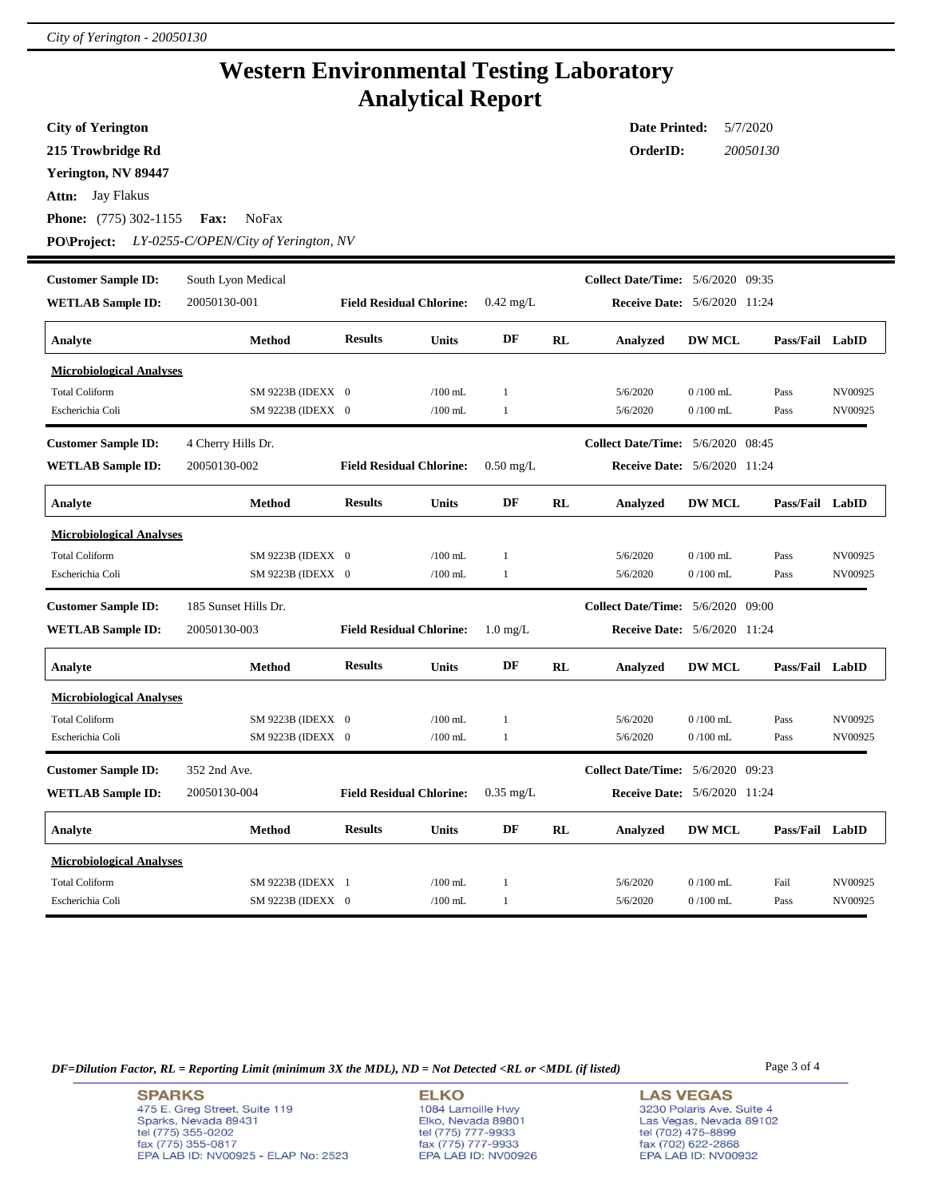# Western Environmental Testing Laboratory
# Analytical Report

**City of Yerington**
**215 Trowbridge Rd**
**Yerington, NV 89447**
**Attn:** Jay Flakus
**Phone:** (775) 302-1155 **Fax:** NoFax
**PO\Project:** *LY-0255-C/OPEN/City of Yerington, NV*

**Date Printed:** 5/7/2020
**OrderID:** *20050130*

---

**Customer Sample ID:** South Lyon Medical
**WETLAB Sample ID:** 20050130-001
**Field Residual Chlorine:** 0.42 mg/L
**Collect Date/Time:** 5/6/2020 09:35
**Receive Date:** 5/6/2020 11:24

| Analyte | Method | Results | Units | DF | RL | Analyzed | DW MCL | Pass/Fail | LabID |
|---|---|---|---|---|---|---|---|---|---|
| **Microbiological Analyses** | | | | | | | | | |
| Total Coliform | SM 9223B (IDEXX | 0 | /100 mL | 1 | | 5/6/2020 | 0 /100 mL | Pass | NV00925 |
| Escherichia Coli | SM 9223B (IDEXX | 0 | /100 mL | 1 | | 5/6/2020 | 0 /100 mL | Pass | NV00925 |

**Customer Sample ID:** 4 Cherry Hills Dr.
**WETLAB Sample ID:** 20050130-002
**Field Residual Chlorine:** 0.50 mg/L
**Collect Date/Time:** 5/6/2020 08:45
**Receive Date:** 5/6/2020 11:24

| Analyte | Method | Results | Units | DF | RL | Analyzed | DW MCL | Pass/Fail | LabID |
|---|---|---|---|---|---|---|---|---|---|
| **Microbiological Analyses** | | | | | | | | | |
| Total Coliform | SM 9223B (IDEXX | 0 | /100 mL | 1 | | 5/6/2020 | 0 /100 mL | Pass | NV00925 |
| Escherichia Coli | SM 9223B (IDEXX | 0 | /100 mL | 1 | | 5/6/2020 | 0 /100 mL | Pass | NV00925 |

**Customer Sample ID:** 185 Sunset Hills Dr.
**WETLAB Sample ID:** 20050130-003
**Field Residual Chlorine:** 1.0 mg/L
**Collect Date/Time:** 5/6/2020 09:00
**Receive Date:** 5/6/2020 11:24

| Analyte | Method | Results | Units | DF | RL | Analyzed | DW MCL | Pass/Fail | LabID |
|---|---|---|---|---|---|---|---|---|---|
| **Microbiological Analyses** | | | | | | | | | |
| Total Coliform | SM 9223B (IDEXX | 0 | /100 mL | 1 | | 5/6/2020 | 0 /100 mL | Pass | NV00925 |
| Escherichia Coli | SM 9223B (IDEXX | 0 | /100 mL | 1 | | 5/6/2020 | 0 /100 mL | Pass | NV00925 |

**Customer Sample ID:** 352 2nd Ave.
**WETLAB Sample ID:** 20050130-004
**Field Residual Chlorine:** 0.35 mg/L
**Collect Date/Time:** 5/6/2020 09:23
**Receive Date:** 5/6/2020 11:24

| Analyte | Method | Results | Units | DF | RL | Analyzed | DW MCL | Pass/Fail | LabID |
|---|---|---|---|---|---|---|---|---|---|
| **Microbiological Analyses** | | | | | | | | | |
| Total Coliform | SM 9223B (IDEXX | 1 | /100 mL | 1 | | 5/6/2020 | 0 /100 mL | Fail | NV00925 |
| Escherichia Coli | SM 9223B (IDEXX | 0 | /100 mL | 1 | | 5/6/2020 | 0 /100 mL | Pass | NV00925 |

*DF=Dilution Factor, RL = Reporting Limit (minimum 3X the MDL), ND = Not Detected <RL or <MDL (if listed)*

**SPARKS**
475 E. Greg Street, Suite 119
Sparks, Nevada 89431
tel (775) 355-0202
fax (775) 355-0817
EPA LAB ID: NV00925 - ELAP No: 2523

**ELKO**
1084 Lamoille Hwy
Elko, Nevada 89801
tel (775) 777-9933
fax (775) 777-9933
EPA LAB ID: NV00926

**LAS VEGAS**
3230 Polaris Ave. Suite 4
Las Vegas, Nevada 89102
tel (702) 475-8899
fax (702) 622-2868
EPA LAB ID: NV00932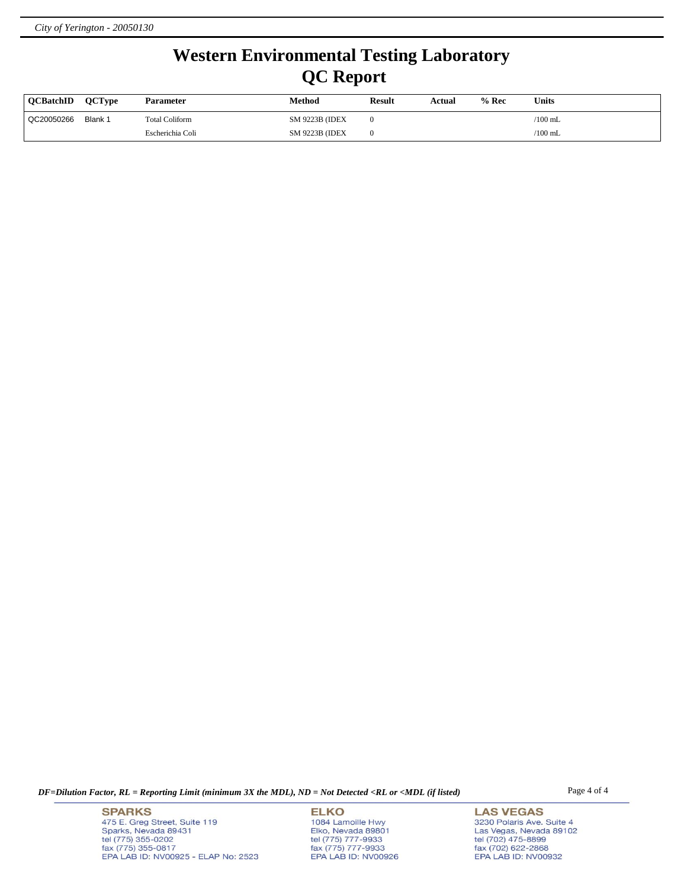# Western Environmental Testing Laboratory

# QC Report

| QCBatchID | QCType | Parameter | Method | Result | Actual | % Rec | Units |
|---|---|---|---|---|---|---|---|
| QC20050266 | Blank 1 | Total Coliform | SM 9223B (IDEX | 0 | | | /100 mL |
| | | Escherichia Coli | SM 9223B (IDEX | 0 | | | /100 mL |

*DF=Dilution Factor, RL = Reporting Limit (minimum 3X the MDL), ND = Not Detected <RL or <MDL (if listed)*

**SPARKS**
475 E. Greg Street, Suite 119
Sparks, Nevada 89431
tel (775) 355-0202
fax (775) 355-0817
EPA LAB ID: NV00925 - ELAP No: 2523

**ELKO**
1084 Lamoille Hwy
Elko, Nevada 89801
tel (775) 777-9933
fax (775) 777-9933
EPA LAB ID: NV00926

**LAS VEGAS**
3230 Polaris Ave. Suite 4
Las Vegas, Nevada 89102
tel (702) 475-8899
fax (702) 622-2868
EPA LAB ID: NV00932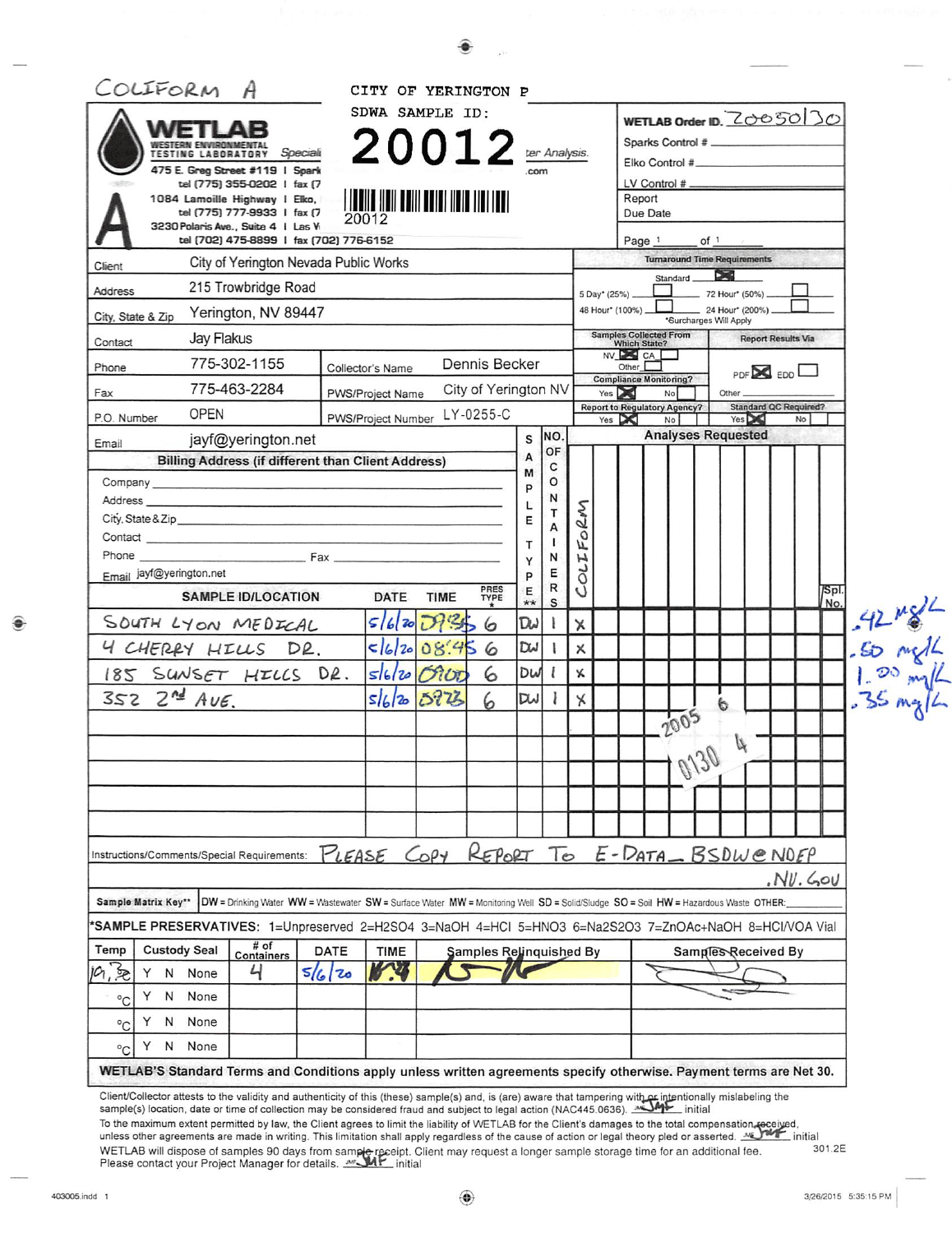COLIFORM A

CITY OF YERINGTON P

SDWA SAMPLE ID:

# 20012

20012

**WETLAB**
WESTERN ENVIRONMENTAL TESTING LABORATORY Speciali... ...ter Analysis. ...com

475 E. Greg Street #119 | Spark...
tel (775) 355-0202 | fax (7...
1084 Lamoille Highway | Elko,
tel (775) 777-9933 | fax (7...
3230 Polaris Ave., Suite 4 | Las V...
tel (702) 475-8899 | fax (702) 776-6152

WETLAB Order ID. 20050130
Sparks Control # ______
Elko Control # ______
LV Control # ______
Report Due Date
Page 1 of 1

| | |
|---|---|
| Client | City of Yerington Nevada Public Works |
| Address | 215 Trowbridge Road |
| City, State & Zip | Yerington, NV 89447 |
| Contact | Jay Flakus |
| Phone | 775-302-1155 |
| Fax | 775-463-2284 |
| P.O. Number | OPEN |
| Email | jayf@yerington.net |
| Collector's Name | Dennis Becker |
| PWS/Project Name | City of Yerington NV |
| PWS/Project Number | LY-0255-C |

**Turnaround Time Requirements**
Standard [X]
5 Day* (25%) [ ] 72 Hour* (50%) [ ]
48 Hour* (100%) [ ] 24 Hour* (200%) [ ]
*Surcharges Will Apply

Samples Collected From Which State? NV [X] CA [ ] Other [ ]
Report Results Via: PDF [X] EDD [ ] Other ______
Compliance Monitoring? Yes [X] No [ ]
Report to Regulatory Agency? Yes [X] No [ ]
Standard QC Required? Yes [X] No [ ]

**Billing Address (if different than Client Address)**
Company ______
Address ______
City, State & Zip ______
Contact ______
Phone ______ Fax ______
Email jayf@yerington.net

**Analyses Requested**

| SAMPLE ID/LOCATION | DATE | TIME | PRES TYPE* | SAMPLE TYPE** | NO. OF CONTAINERS | COLIFORM | Spl. No. |
|---|---|---|---|---|---|---|---|
| SOUTH LYON MEDICAL | 5/6/20 | 0735 | 6 | DW | 1 | X | |
| 4 CHERRY HILLS DR. | 5/6/20 | 08:45 | 6 | DW | 1 | X | |
| 185 SUNSET HILLS DR. | 5/6/20 | 0900 | 6 | DW | 1 | X | |
| 352 2nd AVE. | 5/6/20 | 0923 | 6 | DW | 1 | X | |

.42 mg/L
.50 mg/L
1.00 mg/L
.35 mg/L

2005 6
0130 4

Instructions/Comments/Special Requirements: PLEASE COPY REPORT TO E-DATA_BSDW@NDEP.NV.GOV

**Sample Matrix Key**** DW = Drinking Water WW = Wastewater SW = Surface Water MW = Monitoring Well SD = Solid/Sludge SO = Soil HW = Hazardous Waste OTHER:

***SAMPLE PRESERVATIVES:** 1=Unpreserved 2=H2SO4 3=NaOH 4=HCl 5=HNO3 6=Na2S2O3 7=ZnOAc+NaOH 8=HCl/VOA Vial

| Temp | Custody Seal | # of Containers | DATE | TIME | Samples Relinquished By | Samples Received By |
|---|---|---|---|---|---|---|
| 10.3°C | Y N None | 4 | 5/6/20 | 10:38 | [signature] | [signature] |
| °C | Y N None | | | | | |
| °C | Y N None | | | | | |
| °C | Y N None | | | | | |

**WETLAB'S Standard Terms and Conditions apply unless written agreements specify otherwise. Payment terms are Net 30.**

Client/Collector attests to the validity and authenticity of this (these) sample(s) and, is (are) aware that tampering with or intentionally mislabeling the sample(s) location, date or time of collection may be considered fraud and subject to legal action (NAC445.0636). JMF initial

To the maximum extent permitted by law, the Client agrees to limit the liability of WETLAB for the Client's damages to the total compensation received, unless other agreements are made in writing. This limitation shall apply regardless of the cause of action or legal theory pled or asserted. JMF initial

WETLAB will dispose of samples 90 days from sample receipt. Client may request a longer sample storage time for an additional fee. Please contact your Project Manager for details. JMF initial

301.2E